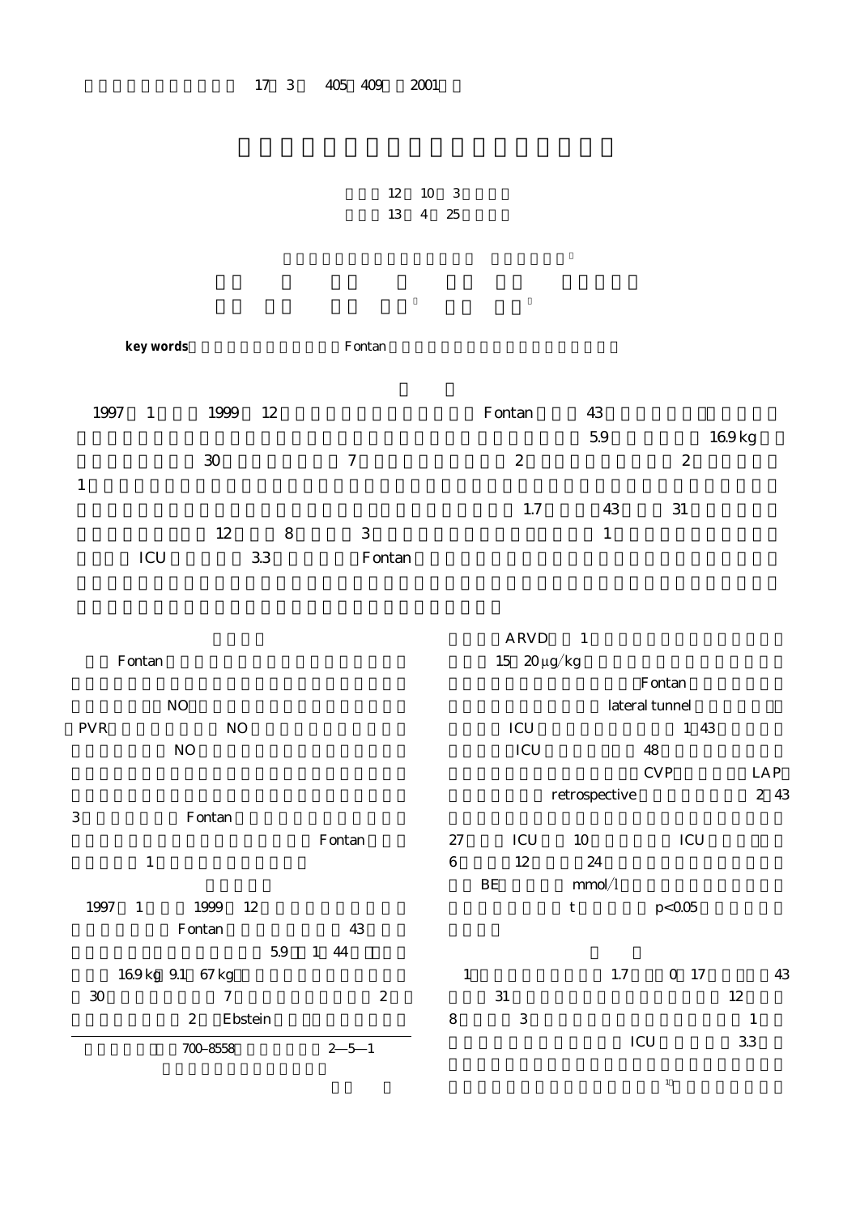12 10 3

13 4 25

key words Fontan

1997 1 1999 12 Fontan 43

5.9 16.9 kg

30 7 2 2

1

1.7 43 31

12 8 3 1

ICU 3.3 Fontan

Fontan

NO

PVR NO

NO

3 Fontan

Fontan

1

1997 1 1999 12

Fontan 43

5.9 1 44

16.9 kg 9.1 67 kg

30 7 2

2 Ebstein

700-8558 2—5—1

ARVD 1

15 20 μg/kg

Fontan

lateral tunnel

ICU 1 43

ICU 48

CVP LAP

retrospective 2 43

27 ICU 10 ICU

6 12 24

BE mmol/l

t $p<0.05$

1 1.7 0 17 43

31 12

8 3 1

ICU 3.3

[1]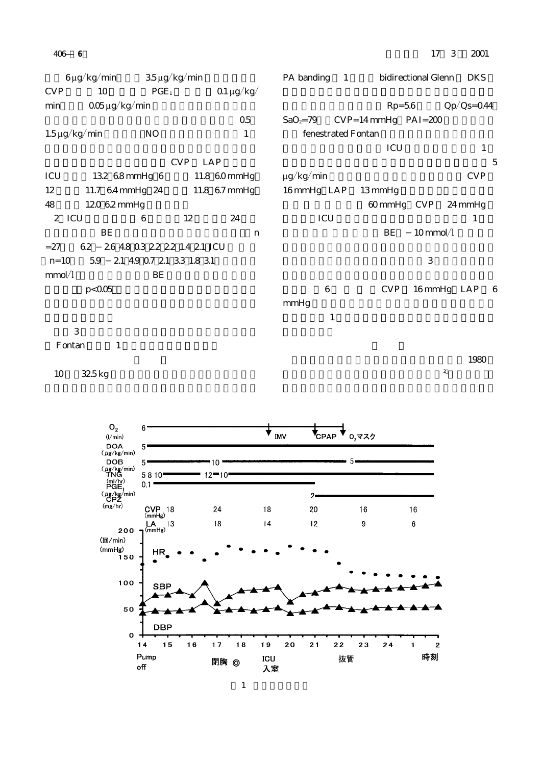6 μg/kg/min 3.5 μg/kg/min

CVP 10 $PGE_1$ 0.1 μg/kg/min 0.05 μg/kg/min

0.5 1.5 μg/kg/min NO 1

CVP LAP

ICU 13.2 6.8 mmHg 6 11.8 6.0 mmHg 12 11.7 6.4 mmHg 24 11.8 6.7 mmHg 48 12.0 6.2 mmHg

2 ICU 6 12 24

BE n =27 6.2 −2.6 4.8 0.3 2.2 2.2 1.4 2.1 ICU n=10 5.9 −2.1 4.9 0.7 2.1 3.3 1.8 3.1 mmol/l BE

$p<0.05$

3

Fontan 1

10 32.5 kg

PA banding 1 bidirectional Glenn DKS

Rp=5.6 Qp/Qs=0.44 $SaO_2$=79 CVP=14 mmHg PAI=200

fenestrated Fontan

ICU 1

5 μg/kg/min CVP 16 mmHg LAP 13 mmHg

60 mmHg CVP 24 mmHg

ICU 1

BE −10 mmol/l

3

6 CVP 16 mmHg LAP 6 mmHg

1

1980

[2]

| $O_2$ (l/min) | 6 → IMV → CPAP → $O_2$マスク | | | | | |
|---|---|---|---|---|---|---|
| DOA (μg/kg/min) | 5 | | | | | |
| DOB (μg/kg/min) | 5 | 10 | 5 | | | |
| TNG (ml/hr) | 5 8 10 | 12 10 | | | | |
| $PGE_1$ (μg/kg/min) | 0.1 | | | | | |
| CPZ (mg/hr) | 2 | | | | | |
| CVP (mmHg) | 18 | 24 | 18 | 20 | 16 | 16 |
| LA (mmHg) | 13 | 18 | 14 | 12 | 9 | 6 |

(回/min) (mmHg) HR SBP DBP

時刻: 14 15 16 17 18 19 20 21 22 23 24 1 2

Pump off　閉胸 ◎　ICU入室　抜管

図1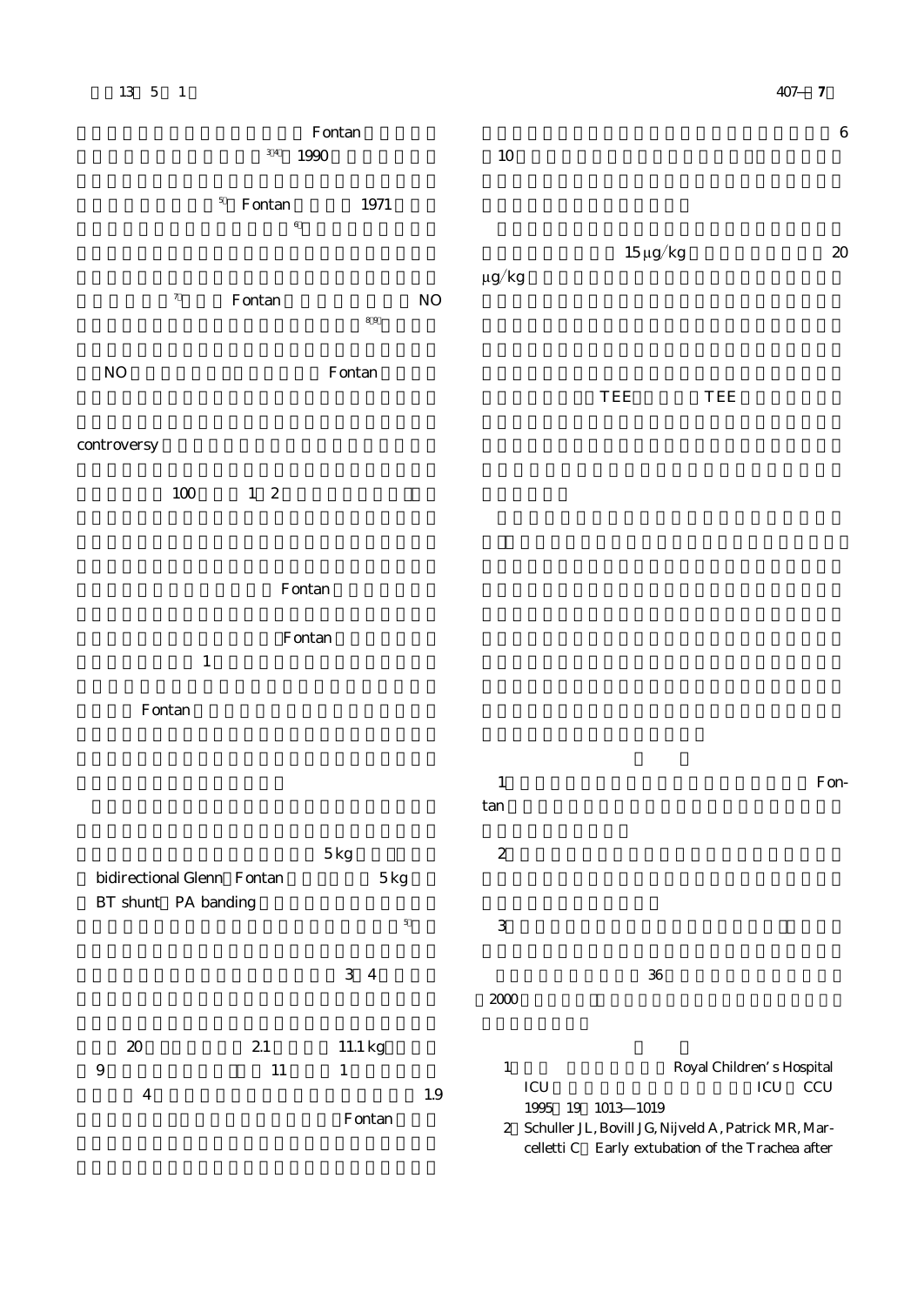Fontan

[3,4] 1990

[5] Fontan 1971

[6]

[7] Fontan NO

[8,9]

NO Fontan

controversy

100 1 2

Fontan

Fontan

1

Fontan

5 kg

bidirectional Glenn Fontan 5 kg

BT shunt PA banding

[5]

3 4

20 2.1 11.1 kg

9 11 1

4 1.9

Fontan

6

10

15 μg/kg 20

μg/kg

TEE TEE

1 Fontan

2

3

36

2000

1 Royal Children's Hospital ICU ICU CCU 1995 19 1013—1019

2 Schuller JL, Bovill JG, Nijveld A, Patrick MR, Marcelletti C Early extubation of the Trachea after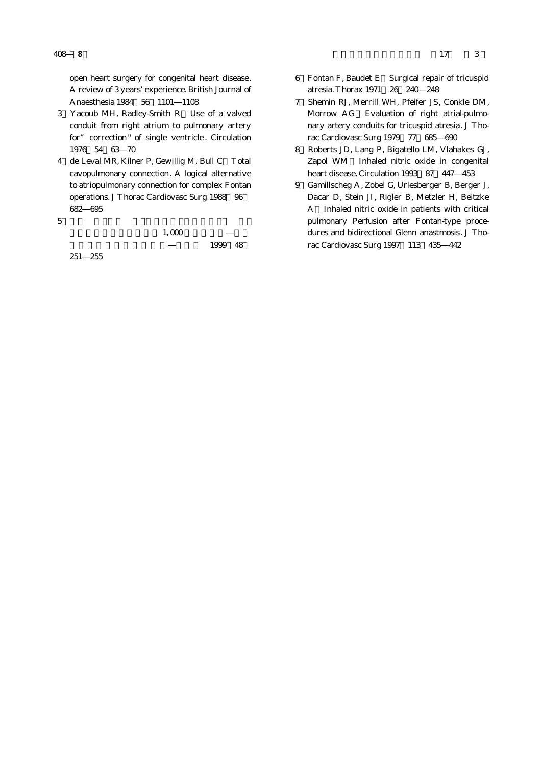open heart surgery for congenital heart disease. A review of 3 years' experience. British Journal of Anaesthesia 1984 56 1101—1108

3 Yacoub MH, Radley-Smith R Use of a valved conduit from right atrium to pulmonary artery for " correction" of single ventricle. Circulation 1976 54 63—70

4 de Leval MR, Kilner P, Gewillig M, Bull C Total cavopulmonary connection. A logical alternative to atriopulmonary connection for complex Fontan operations. J Thorac Cardiovasc Surg 1988 96 682—695

5 1,000 — — 1999 48 251—255

6 Fontan F, Baudet E Surgical repair of tricuspid atresia. Thorax 1971 26 240—248

7 Shemin RJ, Merrill WH, Pfeifer JS, Conkle DM, Morrow AG Evaluation of right atrial-pulmonary artery conduits for tricuspid atresia. J Thorac Cardiovasc Surg 1979 77 685—690

8 Roberts JD, Lang P, Bigatello LM, Vlahakes GJ, Zapol WM Inhaled nitric oxide in congenital heart disease. Circulation 1993 87 447—453

9 Gamillscheg A, Zobel G, Urlesberger B, Berger J, Dacar D, Stein JI, Rigler B, Metzler H, Beitzke A Inhaled nitric oxide in patients with critical pulmonary Perfusion after Fontan-type procedures and bidirectional Glenn anastmosis. J Thorac Cardiovasc Surg 1997 113 435—442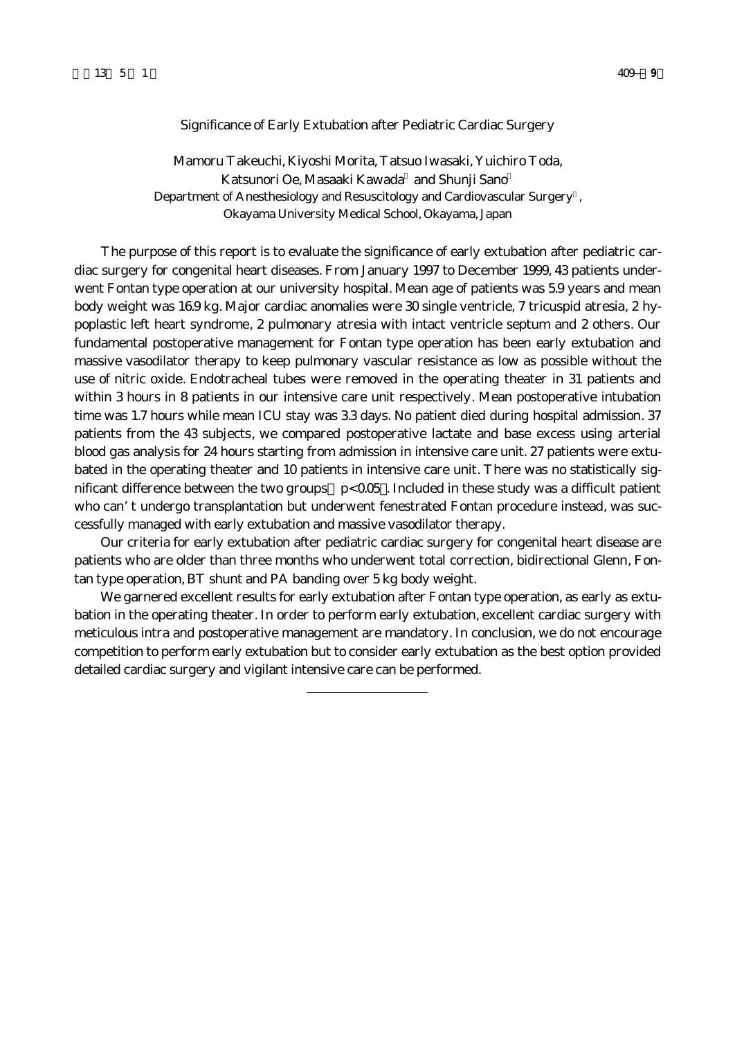# Significance of Early Extubation after Pediatric Cardiac Surgery

Mamoru Takeuchi, Kiyoshi Morita, Tatsuo Iwasaki, Yuichiro Toda,
Katsunori Oe, Masaaki Kawada[1] and Shunji Sano[1]

Department of Anesthesiology and Resuscitology and Cardiovascular Surgery[1],
Okayama University Medical School, Okayama, Japan

The purpose of this report is to evaluate the significance of early extubation after pediatric cardiac surgery for congenital heart diseases. From January 1997 to December 1999, 43 patients underwent Fontan type operation at our university hospital. Mean age of patients was 5.9 years and mean body weight was 16.9 kg. Major cardiac anomalies were 30 single ventricle, 7 tricuspid atresia, 2 hypoplastic left heart syndrome, 2 pulmonary atresia with intact ventricle septum and 2 others. Our fundamental postoperative management for Fontan type operation has been early extubation and massive vasodilator therapy to keep pulmonary vascular resistance as low as possible without the use of nitric oxide. Endotracheal tubes were removed in the operating theater in 31 patients and within 3 hours in 8 patients in our intensive care unit respectively. Mean postoperative intubation time was 1.7 hours while mean ICU stay was 3.3 days. No patient died during hospital admission. 37 patients from the 43 subjects, we compared postoperative lactate and base excess using arterial blood gas analysis for 24 hours starting from admission in intensive care unit. 27 patients were extubated in the operating theater and 10 patients in intensive care unit. There was no statistically significant difference between the two groups ($p<0.05$). Included in these study was a difficult patient who can't undergo transplantation but underwent fenestrated Fontan procedure instead, was successfully managed with early extubation and massive vasodilator therapy.

Our criteria for early extubation after pediatric cardiac surgery for congenital heart disease are patients who are older than three months who underwent total correction, bidirectional Glenn, Fontan type operation, BT shunt and PA banding over 5 kg body weight.

We garnered excellent results for early extubation after Fontan type operation, as early as extubation in the operating theater. In order to perform early extubation, excellent cardiac surgery with meticulous intra and postoperative management are mandatory. In conclusion, we do not encourage competition to perform early extubation but to consider early extubation as the best option provided detailed cardiac surgery and vigilant intensive care can be performed.